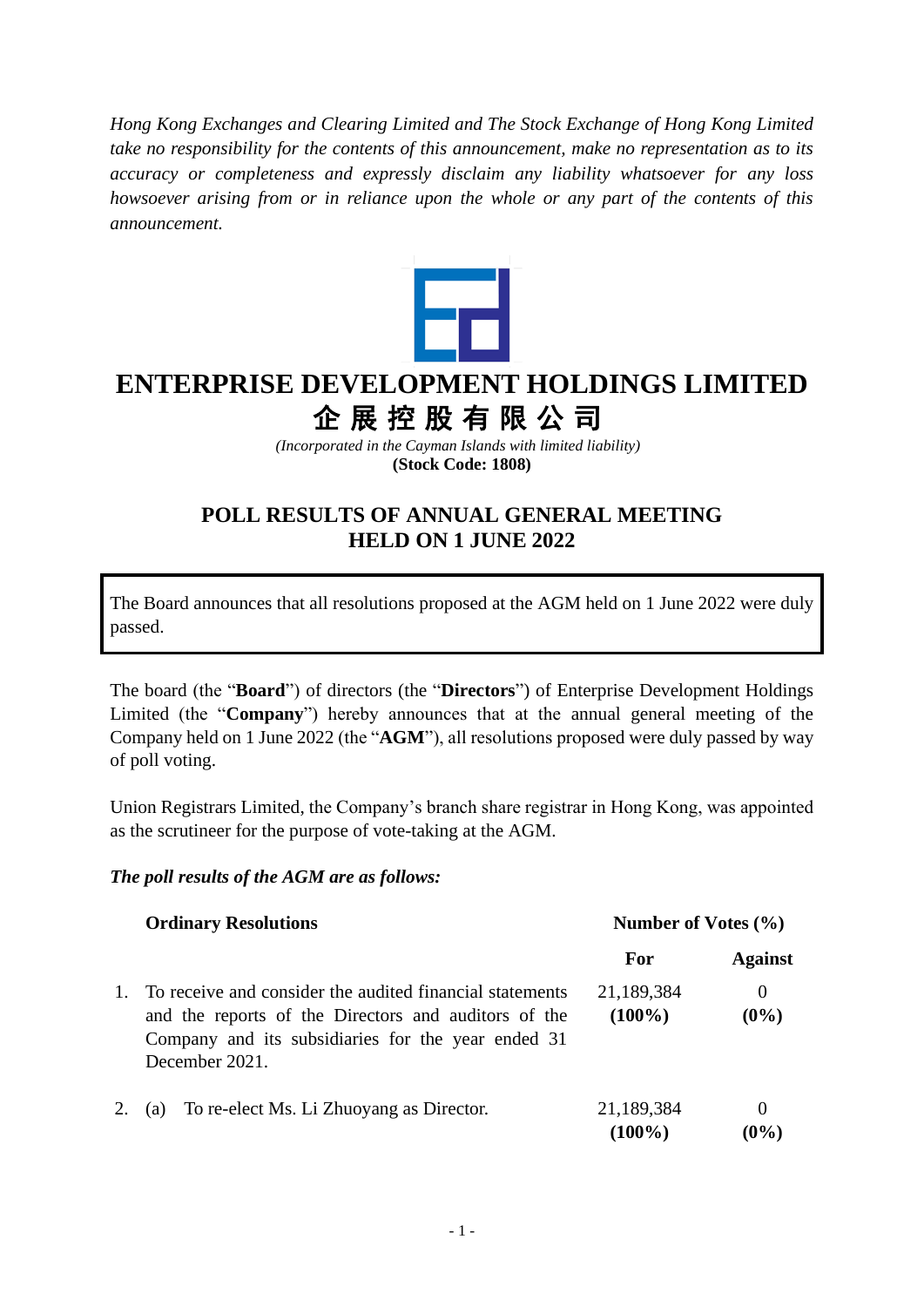*Hong Kong Exchanges and Clearing Limited and The Stock Exchange of Hong Kong Limited take no responsibility for the contents of this announcement, make no representation as to its accuracy or completeness and expressly disclaim any liability whatsoever for any loss howsoever arising from or in reliance upon the whole or any part of the contents of this announcement.*

# ENTERPRISE DEVELOPMENT HOLDINGS LIMITED

# 企 展 控 股 有 限 公 司

*(Incorporated in the Cayman Islands with limited liability)*

**(Stock Code: 1808)**

## POLL RESULTS OF ANNUAL GENERAL MEETING HELD ON 1 JUNE 2022

The Board announces that all resolutions proposed at the AGM held on 1 June 2022 were duly passed.

The board (the "**Board**") of directors (the "**Directors**") of Enterprise Development Holdings Limited (the "**Company**") hereby announces that at the annual general meeting of the Company held on 1 June 2022 (the "**AGM**"), all resolutions proposed were duly passed by way of poll voting.

Union Registrars Limited, the Company's branch share registrar in Hong Kong, was appointed as the scrutineer for the purpose of vote-taking at the AGM.

***The poll results of the AGM are as follows:***

| **Ordinary Resolutions** | **Number of Votes (%)** | |
|---|---|---|
| | **For** | **Against** |
| 1. To receive and consider the audited financial statements and the reports of the Directors and auditors of the Company and its subsidiaries for the year ended 31 December 2021. | 21,189,384 **(100%)** | 0 **(0%)** |
| 2. (a) To re-elect Ms. Li Zhuoyang as Director. | 21,189,384 **(100%)** | 0 **(0%)** |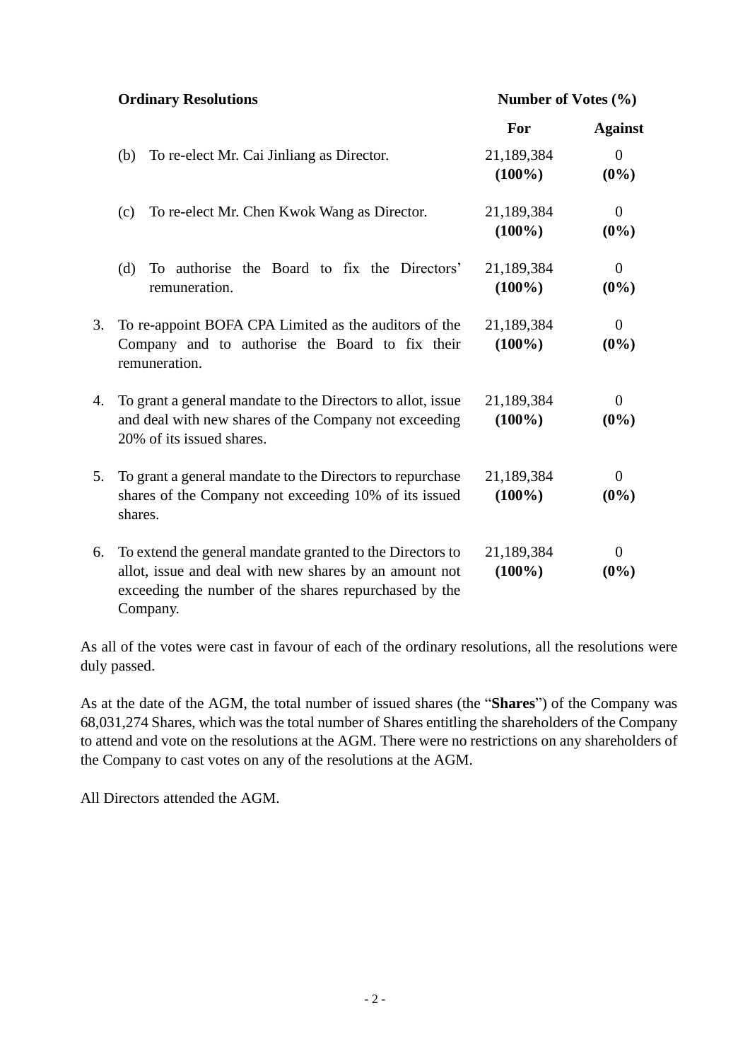| Ordinary Resolutions | Number of Votes (%) | |
|---|---|---|
| | **For** | **Against** |
| (b) To re-elect Mr. Cai Jinliang as Director. | 21,189,384 **(100%)** | 0 **(0%)** |
| (c) To re-elect Mr. Chen Kwok Wang as Director. | 21,189,384 **(100%)** | 0 **(0%)** |
| (d) To authorise the Board to fix the Directors' remuneration. | 21,189,384 **(100%)** | 0 **(0%)** |
| 3. To re-appoint BOFA CPA Limited as the auditors of the Company and to authorise the Board to fix their remuneration. | 21,189,384 **(100%)** | 0 **(0%)** |
| 4. To grant a general mandate to the Directors to allot, issue and deal with new shares of the Company not exceeding 20% of its issued shares. | 21,189,384 **(100%)** | 0 **(0%)** |
| 5. To grant a general mandate to the Directors to repurchase shares of the Company not exceeding 10% of its issued shares. | 21,189,384 **(100%)** | 0 **(0%)** |
| 6. To extend the general mandate granted to the Directors to allot, issue and deal with new shares by an amount not exceeding the number of the shares repurchased by the Company. | 21,189,384 **(100%)** | 0 **(0%)** |

As all of the votes were cast in favour of each of the ordinary resolutions, all the resolutions were duly passed.

As at the date of the AGM, the total number of issued shares (the "**Shares**") of the Company was 68,031,274 Shares, which was the total number of Shares entitling the shareholders of the Company to attend and vote on the resolutions at the AGM. There were no restrictions on any shareholders of the Company to cast votes on any of the resolutions at the AGM.

All Directors attended the AGM.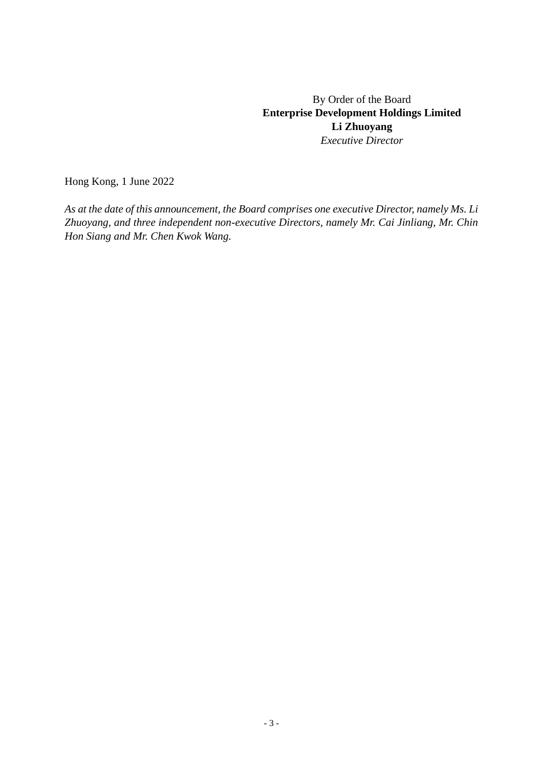By Order of the Board
**Enterprise Development Holdings Limited**
**Li Zhuoyang**
*Executive Director*

Hong Kong, 1 June 2022

*As at the date of this announcement, the Board comprises one executive Director, namely Ms. Li Zhuoyang, and three independent non-executive Directors, namely Mr. Cai Jinliang, Mr. Chin Hon Siang and Mr. Chen Kwok Wang.*